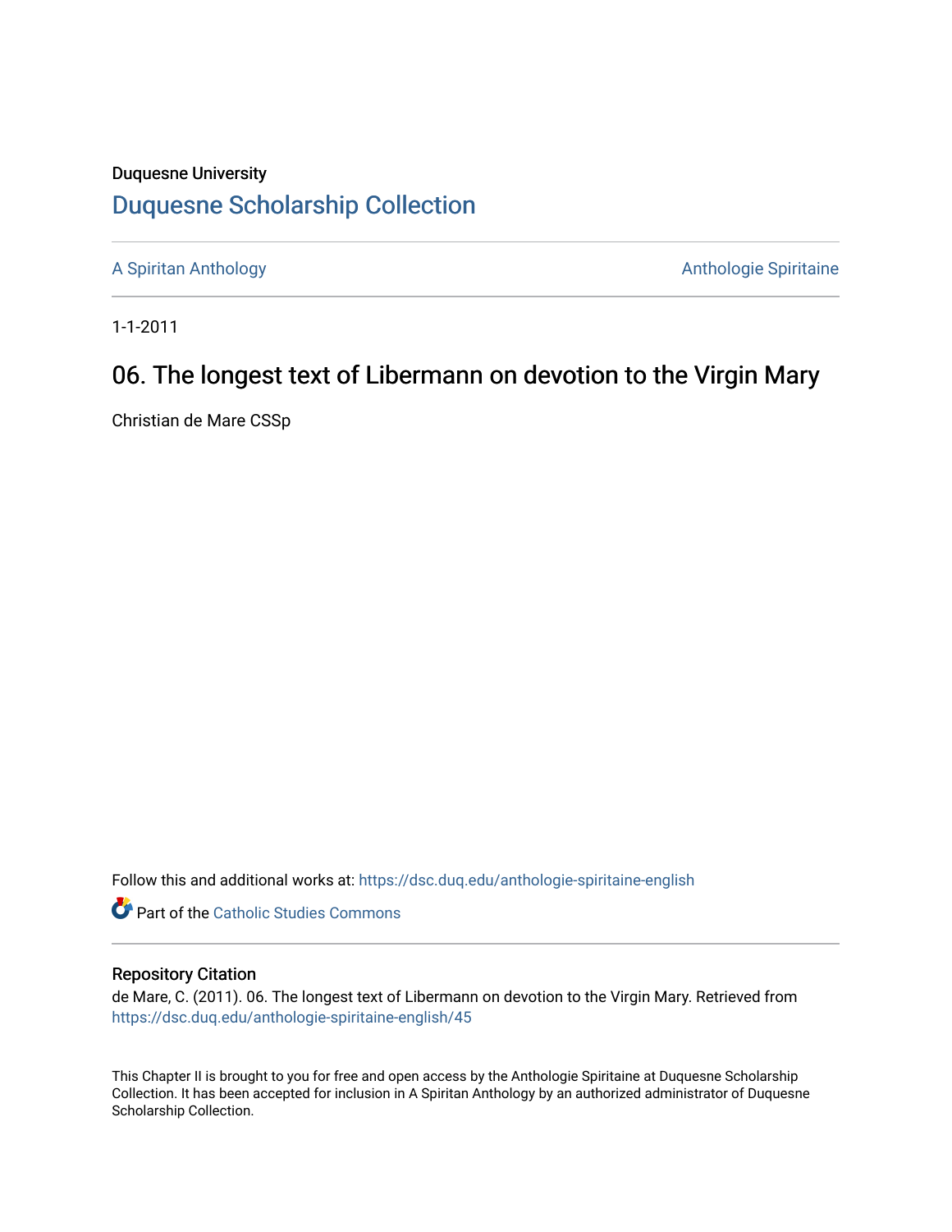Duquesne University

# Duquesne Scholarship Collection

A Spiritan Anthology

Anthologie Spiritaine

1-1-2011

## 06. The longest text of Libermann on devotion to the Virgin Mary

Christian de Mare CSSp

Follow this and additional works at: https://dsc.duq.edu/anthologie-spiritaine-english

Part of the Catholic Studies Commons

### Repository Citation

de Mare, C. (2011). 06. The longest text of Libermann on devotion to the Virgin Mary. Retrieved from https://dsc.duq.edu/anthologie-spiritaine-english/45

This Chapter II is brought to you for free and open access by the Anthologie Spiritaine at Duquesne Scholarship Collection. It has been accepted for inclusion in A Spiritan Anthology by an authorized administrator of Duquesne Scholarship Collection.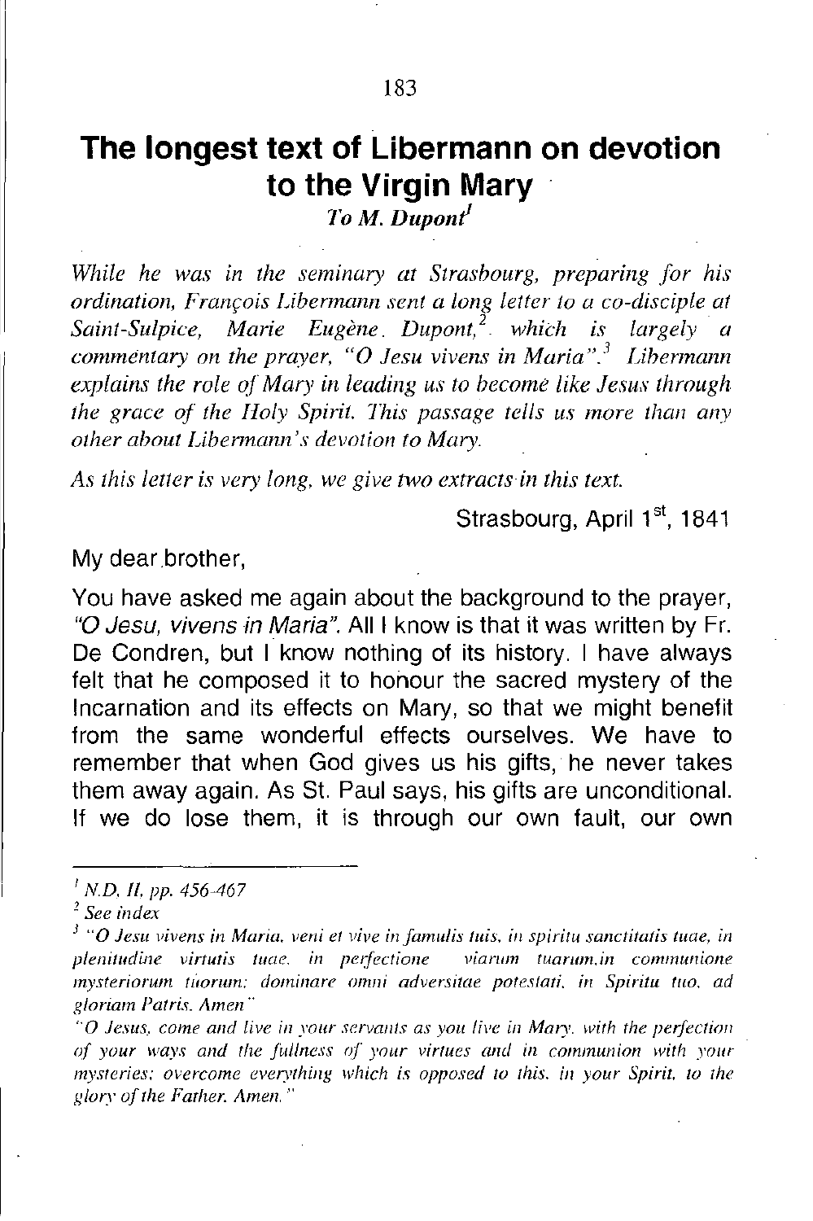# The longest text of Libermann on devotion to the Virgin Mary

*To M. Dupont*[1]

*While he was in the seminary at Strasbourg, preparing for his ordination, François Libermann sent a long letter to a co-disciple at Saint-Sulpice, Marie Eugène Dupont,*[2] *which is largely a commentary on the prayer, "O Jesu vivens in Maria".*[3] *Libermann explains the role of Mary in leading us to become like Jesus through the grace of the Holy Spirit. This passage tells us more than any other about Libermann's devotion to Mary.*

*As this letter is very long, we give two extracts in this text.*

Strasbourg, April 1st, 1841

My dear brother,

You have asked me again about the background to the prayer, *"O Jesu, vivens in Maria"*. All I know is that it was written by Fr. De Condren, but I know nothing of its history. I have always felt that he composed it to honour the sacred mystery of the Incarnation and its effects on Mary, so that we might benefit from the same wonderful effects ourselves. We have to remember that when God gives us his gifts, he never takes them away again. As St. Paul says, his gifts are unconditional. If we do lose them, it is through our own fault, our own

---

[1] *N.D. II, pp. 456-467*

[2] *See index*

[3] *"O Jesu vivens in Maria, veni et vive in famulis tuis, in spiritu sanctitatis tuae, in plenitudine virtutis tuae, in perfectione viarum tuarum, in communione mysteriorum tuorum; dominare omni adversitae potestati, in Spiritu tuo, ad gloriam Patris. Amen"*

*"O Jesus, come and live in your servants as you live in Mary, with the perfection of your ways and the fullness of your virtues and in communion with your mysteries; overcome everything which is opposed to this, in your Spirit, to the glory of the Father. Amen."*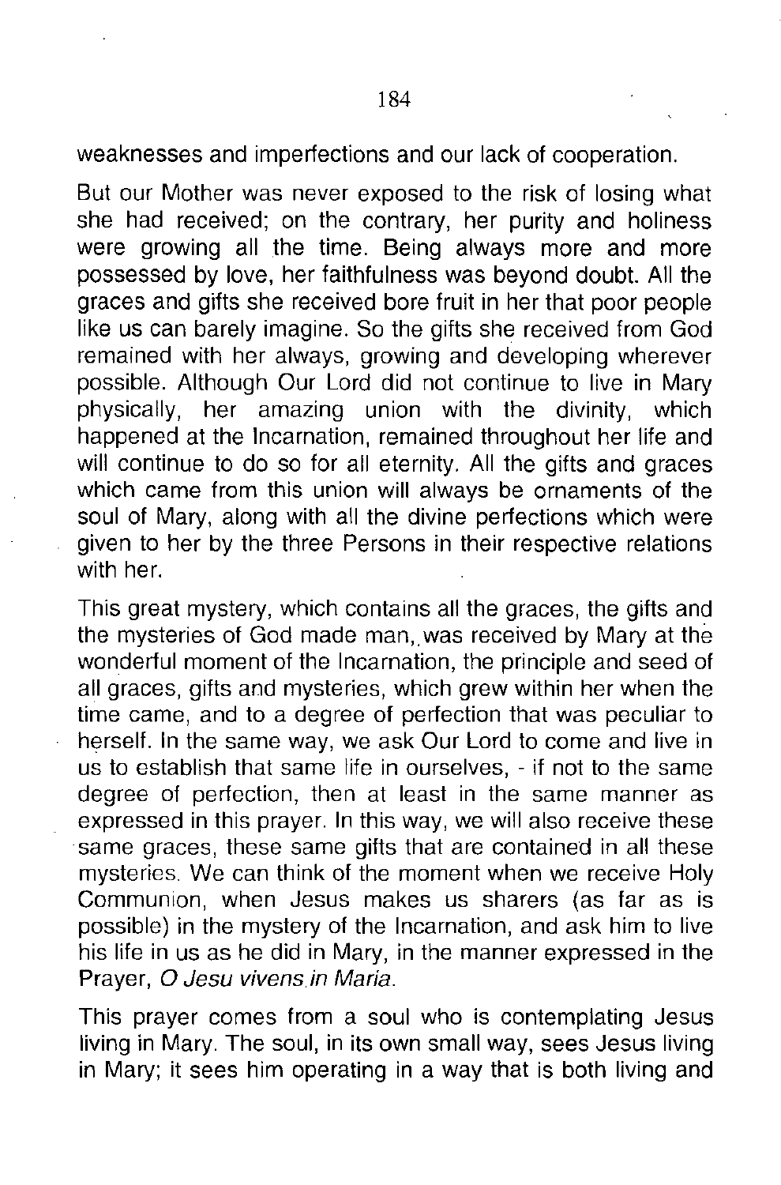weaknesses and imperfections and our lack of cooperation.

But our Mother was never exposed to the risk of losing what she had received; on the contrary, her purity and holiness were growing all the time. Being always more and more possessed by love, her faithfulness was beyond doubt. All the graces and gifts she received bore fruit in her that poor people like us can barely imagine. So the gifts she received from God remained with her always, growing and developing wherever possible. Although Our Lord did not continue to live in Mary physically, her amazing union with the divinity, which happened at the Incarnation, remained throughout her life and will continue to do so for all eternity. All the gifts and graces which came from this union will always be ornaments of the soul of Mary, along with all the divine perfections which were given to her by the three Persons in their respective relations with her.

This great mystery, which contains all the graces, the gifts and the mysteries of God made man, was received by Mary at the wonderful moment of the Incarnation, the principle and seed of all graces, gifts and mysteries, which grew within her when the time came, and to a degree of perfection that was peculiar to herself. In the same way, we ask Our Lord to come and live in us to establish that same life in ourselves, - if not to the same degree of perfection, then at least in the same manner as expressed in this prayer. In this way, we will also receive these same graces, these same gifts that are contained in all these mysteries. We can think of the moment when we receive Holy Communion, when Jesus makes us sharers (as far as is possible) in the mystery of the Incarnation, and ask him to live his life in us as he did in Mary, in the manner expressed in the Prayer, *O Jesu vivens in Maria*.

This prayer comes from a soul who is contemplating Jesus living in Mary. The soul, in its own small way, sees Jesus living in Mary; it sees him operating in a way that is both living and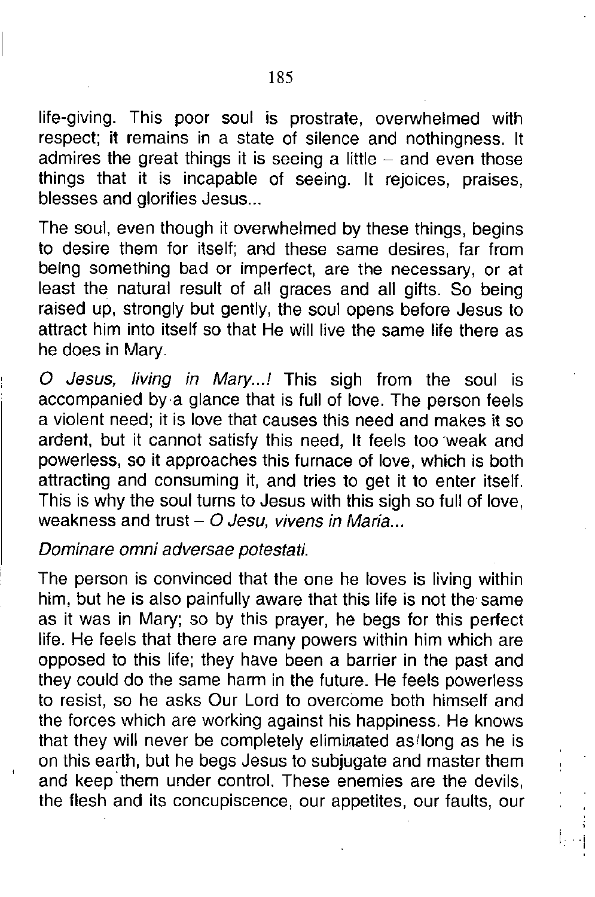life-giving. This poor soul is prostrate, overwhelmed with respect; it remains in a state of silence and nothingness. It admires the great things it is seeing a little – and even those things that it is incapable of seeing. It rejoices, praises, blesses and glorifies Jesus...

The soul, even though it overwhelmed by these things, begins to desire them for itself; and these same desires, far from being something bad or imperfect, are the necessary, or at least the natural result of all graces and all gifts. So being raised up, strongly but gently, the soul opens before Jesus to attract him into itself so that He will live the same life there as he does in Mary.

*O Jesus, living in Mary...!* This sigh from the soul is accompanied by a glance that is full of love. The person feels a violent need; it is love that causes this need and makes it so ardent, but it cannot satisfy this need, It feels too weak and powerless, so it approaches this furnace of love, which is both attracting and consuming it, and tries to get it to enter itself. This is why the soul turns to Jesus with this sigh so full of love, weakness and trust – *O Jesu, vivens in Maria...*

*Dominare omni adversae potestati.*

The person is convinced that the one he loves is living within him, but he is also painfully aware that this life is not the same as it was in Mary; so by this prayer, he begs for this perfect life. He feels that there are many powers within him which are opposed to this life; they have been a barrier in the past and they could do the same harm in the future. He feels powerless to resist, so he asks Our Lord to overcome both himself and the forces which are working against his happiness. He knows that they will never be completely eliminated as long as he is on this earth, but he begs Jesus to subjugate and master them and keep them under control. These enemies are the devils, the flesh and its concupiscence, our appetites, our faults, our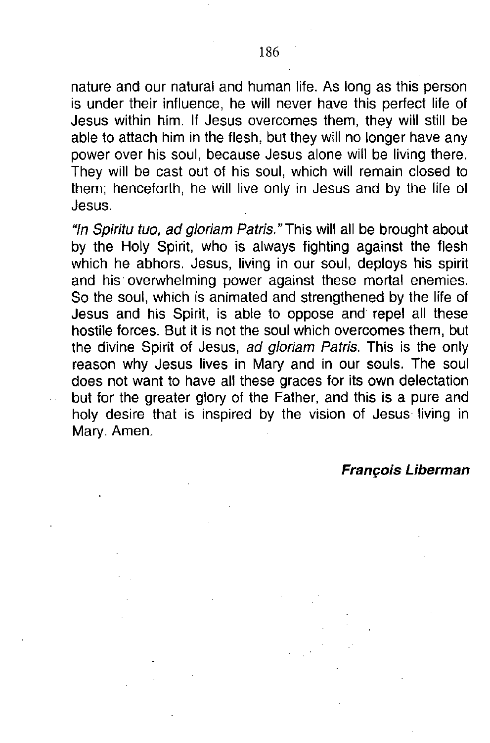nature and our natural and human life. As long as this person is under their influence, he will never have this perfect life of Jesus within him. If Jesus overcomes them, they will still be able to attach him in the flesh, but they will no longer have any power over his soul, because Jesus alone will be living there. They will be cast out of his soul, which will remain closed to them; henceforth, he will live only in Jesus and by the life of Jesus.

*"In Spiritu tuo, ad gloriam Patris."* This will all be brought about by the Holy Spirit, who is always fighting against the flesh which he abhors. Jesus, living in our soul, deploys his spirit and his overwhelming power against these mortal enemies. So the soul, which is animated and strengthened by the life of Jesus and his Spirit, is able to oppose and repel all these hostile forces. But it is not the soul which overcomes them, but the divine Spirit of Jesus, *ad gloriam Patris.* This is the only reason why Jesus lives in Mary and in our souls. The soul does not want to have all these graces for its own delectation but for the greater glory of the Father, and this is a pure and holy desire that is inspired by the vision of Jesus living in Mary. Amen.

***François Liberman***